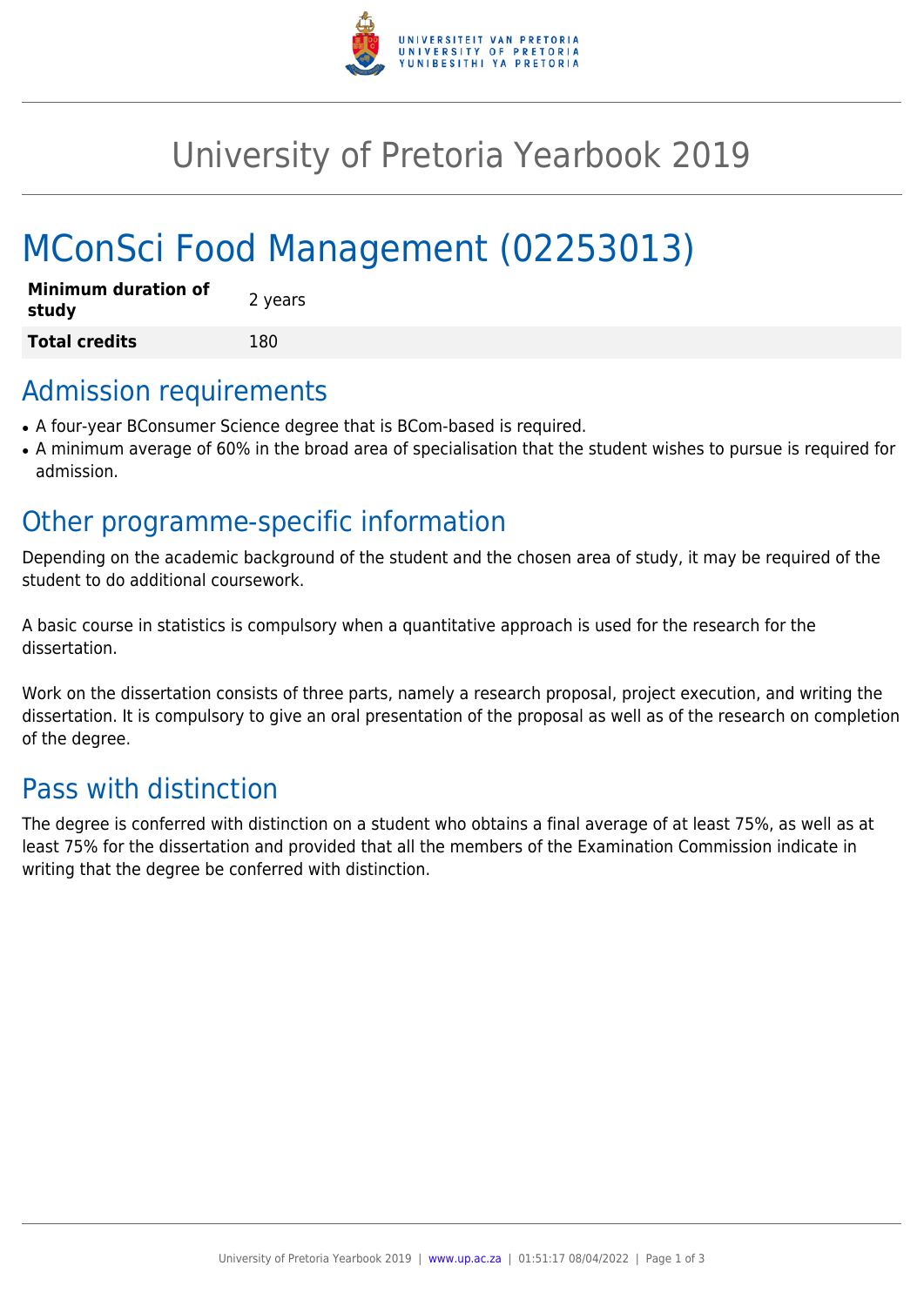# University of Pretoria Yearbook 2019

# MConSci Food Management (02253013)

| **Minimum duration of study** | 2 years |
| --- | --- |
| **Total credits** | 180 |

## Admission requirements

- A four-year BConsumer Science degree that is BCom-based is required.
- A minimum average of 60% in the broad area of specialisation that the student wishes to pursue is required for admission.

## Other programme-specific information

Depending on the academic background of the student and the chosen area of study, it may be required of the student to do additional coursework.

A basic course in statistics is compulsory when a quantitative approach is used for the research for the dissertation.

Work on the dissertation consists of three parts, namely a research proposal, project execution, and writing the dissertation. It is compulsory to give an oral presentation of the proposal as well as of the research on completion of the degree.

## Pass with distinction

The degree is conferred with distinction on a student who obtains a final average of at least 75%, as well as at least 75% for the dissertation and provided that all the members of the Examination Commission indicate in writing that the degree be conferred with distinction.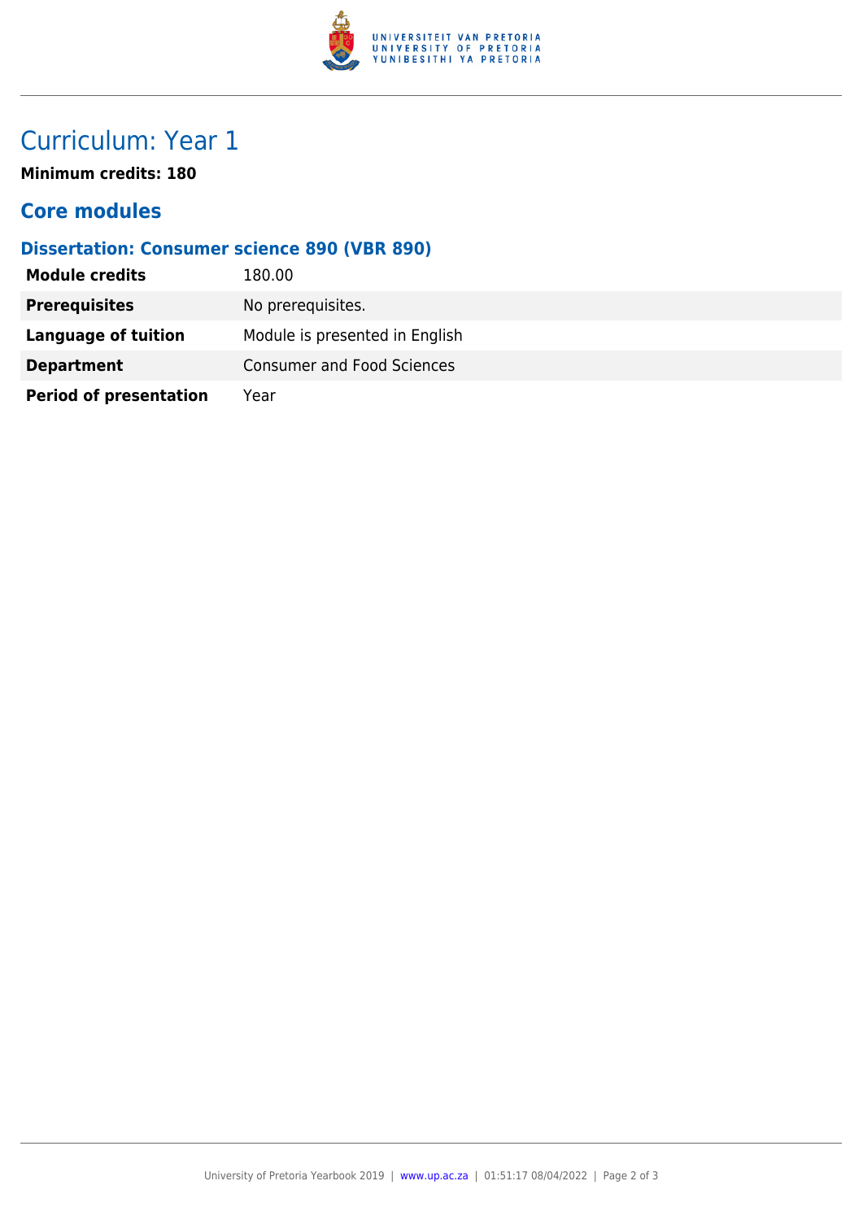# Curriculum: Year 1

**Minimum credits: 180**

## Core modules

### Dissertation: Consumer science 890 (VBR 890)

| | |
|---|---|
| **Module credits** | 180.00 |
| **Prerequisites** | No prerequisites. |
| **Language of tuition** | Module is presented in English |
| **Department** | Consumer and Food Sciences |
| **Period of presentation** | Year |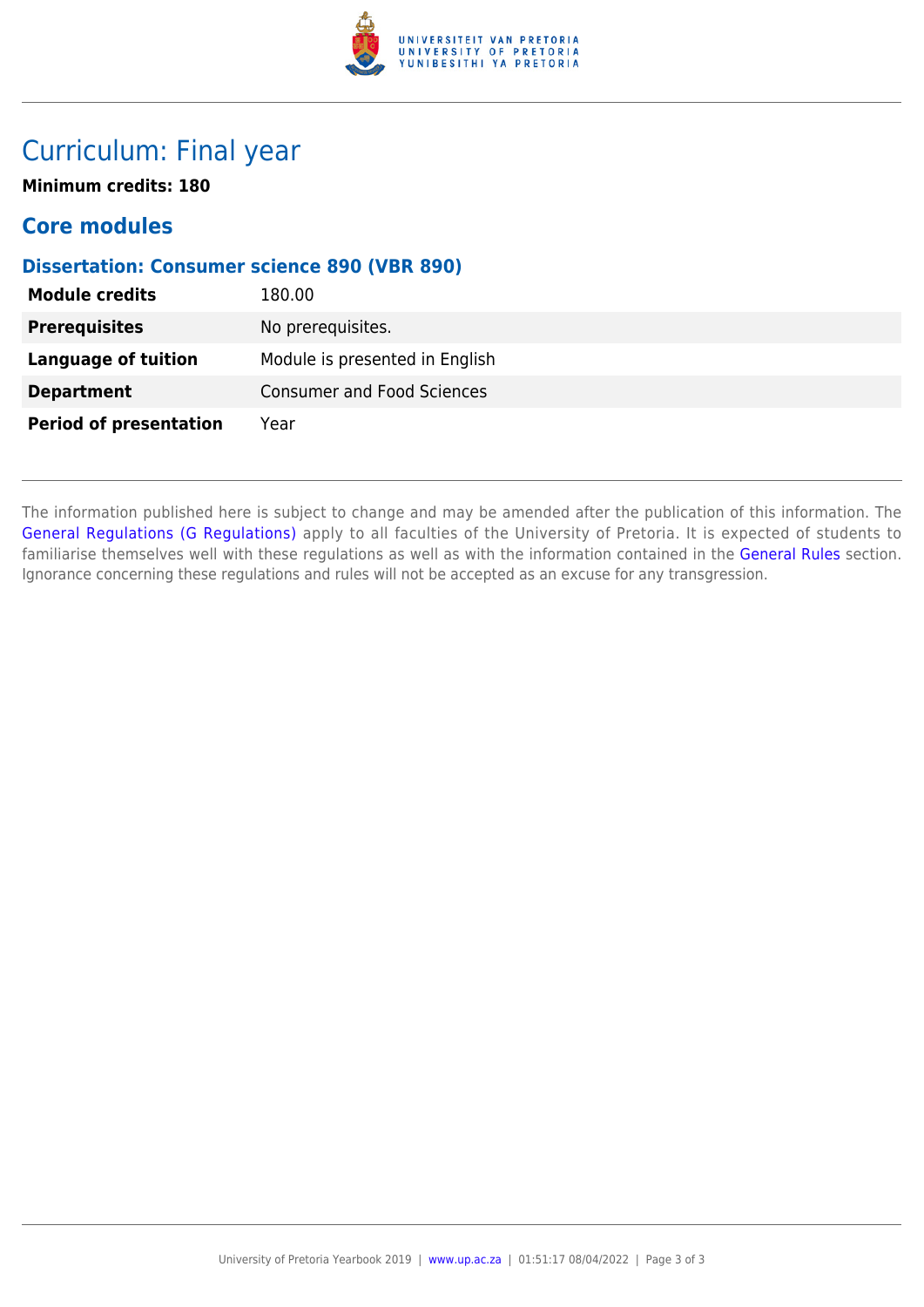# Curriculum: Final year

**Minimum credits: 180**

## Core modules

### Dissertation: Consumer science 890 (VBR 890)

| | |
|---|---|
| **Module credits** | 180.00 |
| **Prerequisites** | No prerequisites. |
| **Language of tuition** | Module is presented in English |
| **Department** | Consumer and Food Sciences |
| **Period of presentation** | Year |

The information published here is subject to change and may be amended after the publication of this information. The General Regulations (G Regulations) apply to all faculties of the University of Pretoria. It is expected of students to familiarise themselves well with these regulations as well as with the information contained in the General Rules section. Ignorance concerning these regulations and rules will not be accepted as an excuse for any transgression.